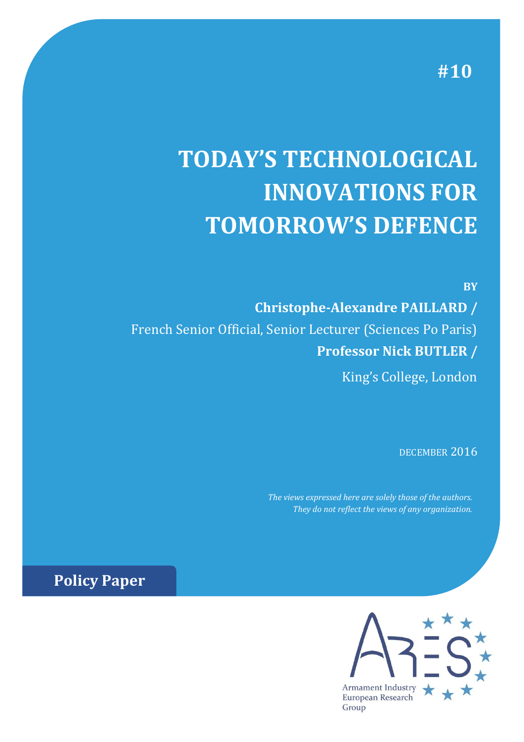#10

# TODAY'S TECHNOLOGICAL INNOVATIONS FOR TOMORROW'S DEFENCE

BY

**Christophe-Alexandre PAILLARD /**

French Senior Official, Senior Lecturer (Sciences Po Paris)

**Professor Nick BUTLER /**

King's College, London

DECEMBER 2016

*The views expressed here are solely those of the authors. They do not reflect the views of any organization.*

**Policy Paper**

Armament Industry European Research Group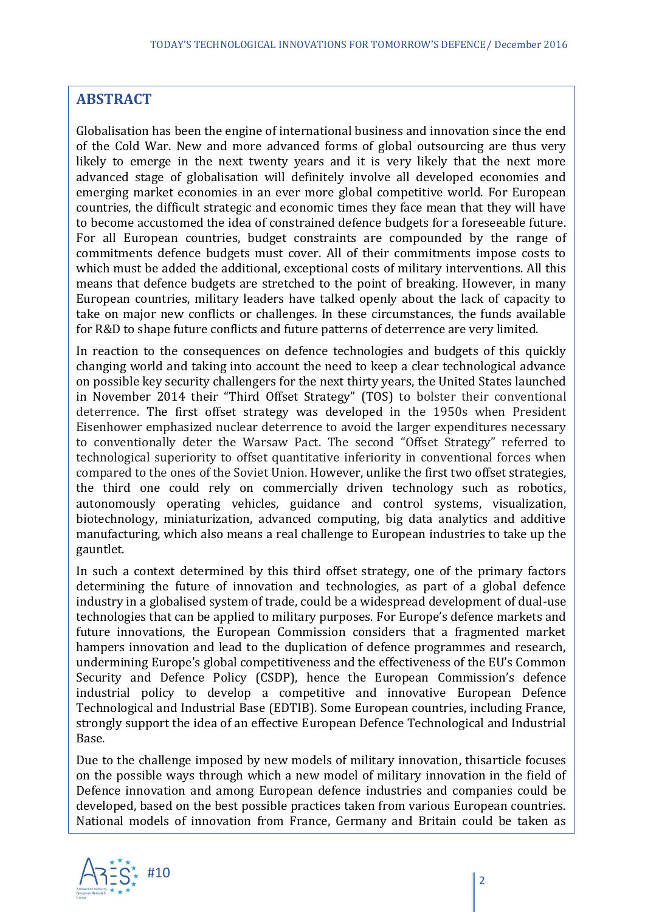## ABSTRACT

Globalisation has been the engine of international business and innovation since the end of the Cold War. New and more advanced forms of global outsourcing are thus very likely to emerge in the next twenty years and it is very likely that the next more advanced stage of globalisation will definitely involve all developed economies and emerging market economies in an ever more global competitive world. For European countries, the difficult strategic and economic times they face mean that they will have to become accustomed the idea of constrained defence budgets for a foreseeable future. For all European countries, budget constraints are compounded by the range of commitments defence budgets must cover. All of their commitments impose costs to which must be added the additional, exceptional costs of military interventions. All this means that defence budgets are stretched to the point of breaking. However, in many European countries, military leaders have talked openly about the lack of capacity to take on major new conflicts or challenges. In these circumstances, the funds available for R&D to shape future conflicts and future patterns of deterrence are very limited.

In reaction to the consequences on defence technologies and budgets of this quickly changing world and taking into account the need to keep a clear technological advance on possible key security challengers for the next thirty years, the United States launched in November 2014 their "Third Offset Strategy" (TOS) to bolster their conventional deterrence. The first offset strategy was developed in the 1950s when President Eisenhower emphasized nuclear deterrence to avoid the larger expenditures necessary to conventionally deter the Warsaw Pact. The second "Offset Strategy" referred to technological superiority to offset quantitative inferiority in conventional forces when compared to the ones of the Soviet Union. However, unlike the first two offset strategies, the third one could rely on commercially driven technology such as robotics, autonomously operating vehicles, guidance and control systems, visualization, biotechnology, miniaturization, advanced computing, big data analytics and additive manufacturing, which also means a real challenge to European industries to take up the gauntlet.

In such a context determined by this third offset strategy, one of the primary factors determining the future of innovation and technologies, as part of a global defence industry in a globalised system of trade, could be a widespread development of dual-use technologies that can be applied to military purposes. For Europe's defence markets and future innovations, the European Commission considers that a fragmented market hampers innovation and lead to the duplication of defence programmes and research, undermining Europe's global competitiveness and the effectiveness of the EU's Common Security and Defence Policy (CSDP), hence the European Commission's defence industrial policy to develop a competitive and innovative European Defence Technological and Industrial Base (EDTIB). Some European countries, including France, strongly support the idea of an effective European Defence Technological and Industrial Base.

Due to the challenge imposed by new models of military innovation, thisarticle focuses on the possible ways through which a new model of military innovation in the field of Defence innovation and among European defence industries and companies could be developed, based on the best possible practices taken from various European countries. National models of innovation from France, Germany and Britain could be taken as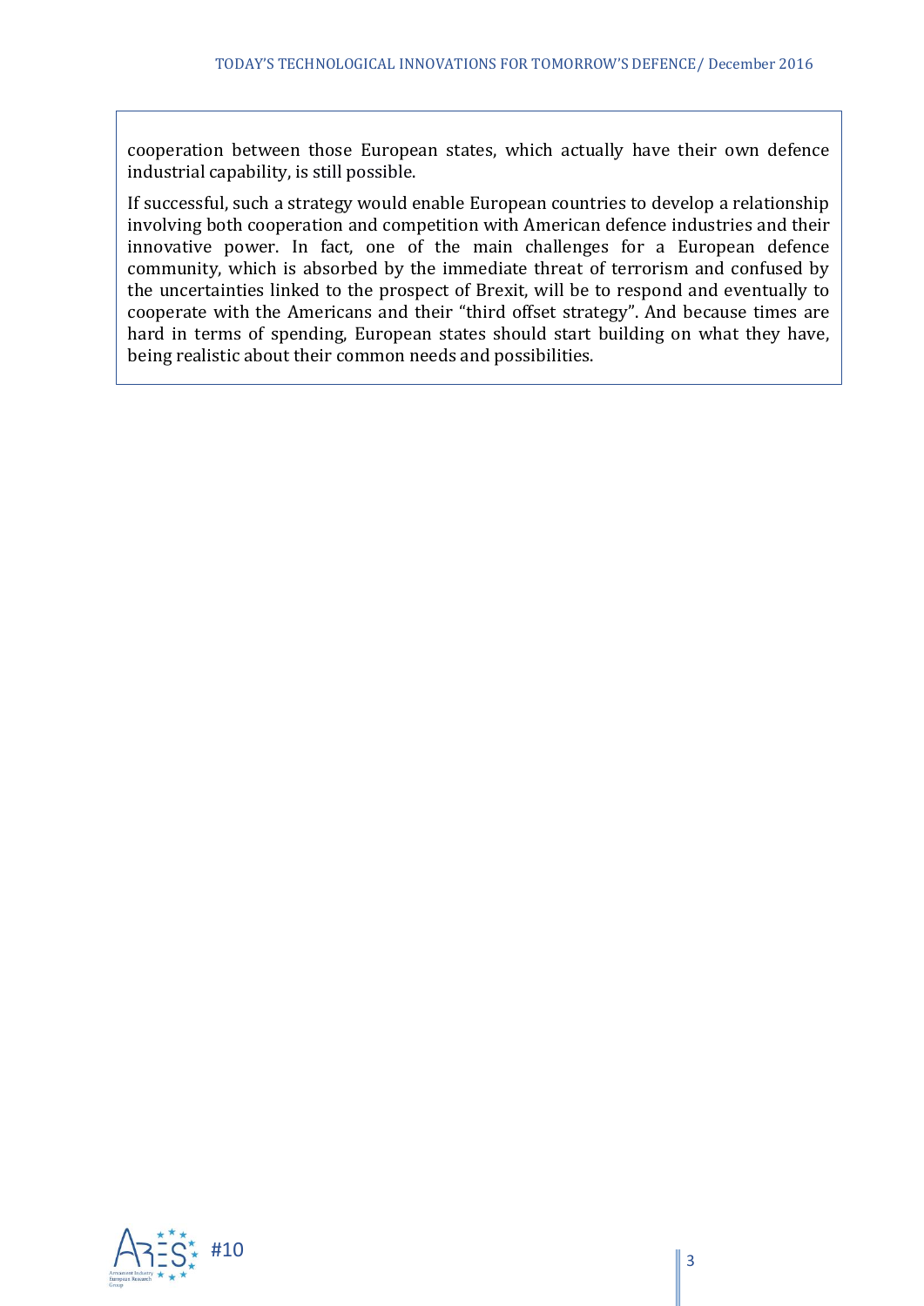cooperation between those European states, which actually have their own defence industrial capability, is still possible.

If successful, such a strategy would enable European countries to develop a relationship involving both cooperation and competition with American defence industries and their innovative power. In fact, one of the main challenges for a European defence community, which is absorbed by the immediate threat of terrorism and confused by the uncertainties linked to the prospect of Brexit, will be to respond and eventually to cooperate with the Americans and their "third offset strategy". And because times are hard in terms of spending, European states should start building on what they have, being realistic about their common needs and possibilities.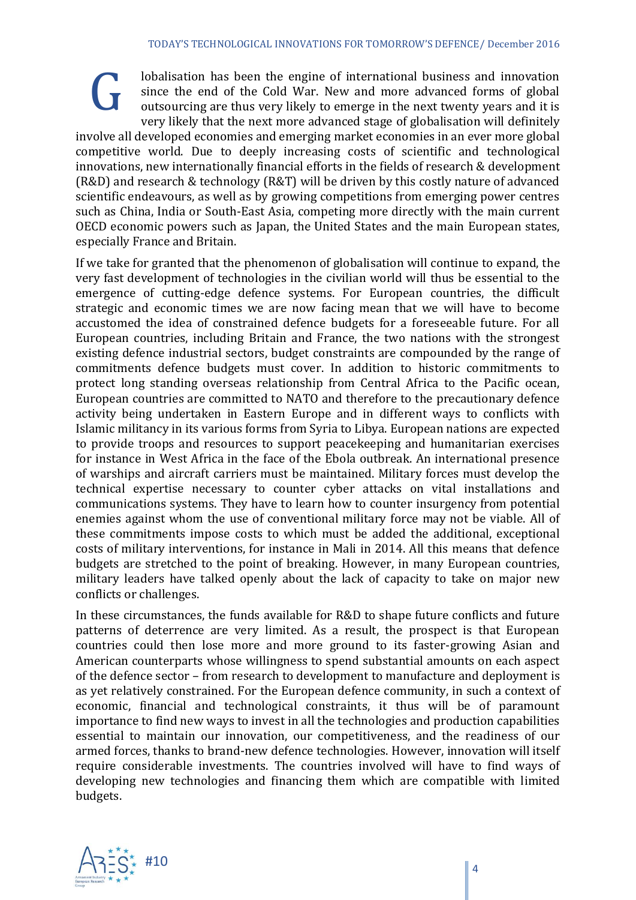Globalisation has been the engine of international business and innovation since the end of the Cold War. New and more advanced forms of global outsourcing are thus very likely to emerge in the next twenty years and it is very likely that the next more advanced stage of globalisation will definitely involve all developed economies and emerging market economies in an ever more global competitive world. Due to deeply increasing costs of scientific and technological innovations, new internationally financial efforts in the fields of research & development (R&D) and research & technology (R&T) will be driven by this costly nature of advanced scientific endeavours, as well as by growing competitions from emerging power centres such as China, India or South-East Asia, competing more directly with the main current OECD economic powers such as Japan, the United States and the main European states, especially France and Britain.

If we take for granted that the phenomenon of globalisation will continue to expand, the very fast development of technologies in the civilian world will thus be essential to the emergence of cutting-edge defence systems. For European countries, the difficult strategic and economic times we are now facing mean that we will have to become accustomed the idea of constrained defence budgets for a foreseeable future. For all European countries, including Britain and France, the two nations with the strongest existing defence industrial sectors, budget constraints are compounded by the range of commitments defence budgets must cover. In addition to historic commitments to protect long standing overseas relationship from Central Africa to the Pacific ocean, European countries are committed to NATO and therefore to the precautionary defence activity being undertaken in Eastern Europe and in different ways to conflicts with Islamic militancy in its various forms from Syria to Libya. European nations are expected to provide troops and resources to support peacekeeping and humanitarian exercises for instance in West Africa in the face of the Ebola outbreak. An international presence of warships and aircraft carriers must be maintained. Military forces must develop the technical expertise necessary to counter cyber attacks on vital installations and communications systems. They have to learn how to counter insurgency from potential enemies against whom the use of conventional military force may not be viable. All of these commitments impose costs to which must be added the additional, exceptional costs of military interventions, for instance in Mali in 2014. All this means that defence budgets are stretched to the point of breaking. However, in many European countries, military leaders have talked openly about the lack of capacity to take on major new conflicts or challenges.

In these circumstances, the funds available for R&D to shape future conflicts and future patterns of deterrence are very limited. As a result, the prospect is that European countries could then lose more and more ground to its faster-growing Asian and American counterparts whose willingness to spend substantial amounts on each aspect of the defence sector – from research to development to manufacture and deployment is as yet relatively constrained. For the European defence community, in such a context of economic, financial and technological constraints, it thus will be of paramount importance to find new ways to invest in all the technologies and production capabilities essential to maintain our innovation, our competitiveness, and the readiness of our armed forces, thanks to brand-new defence technologies. However, innovation will itself require considerable investments. The countries involved will have to find ways of developing new technologies and financing them which are compatible with limited budgets.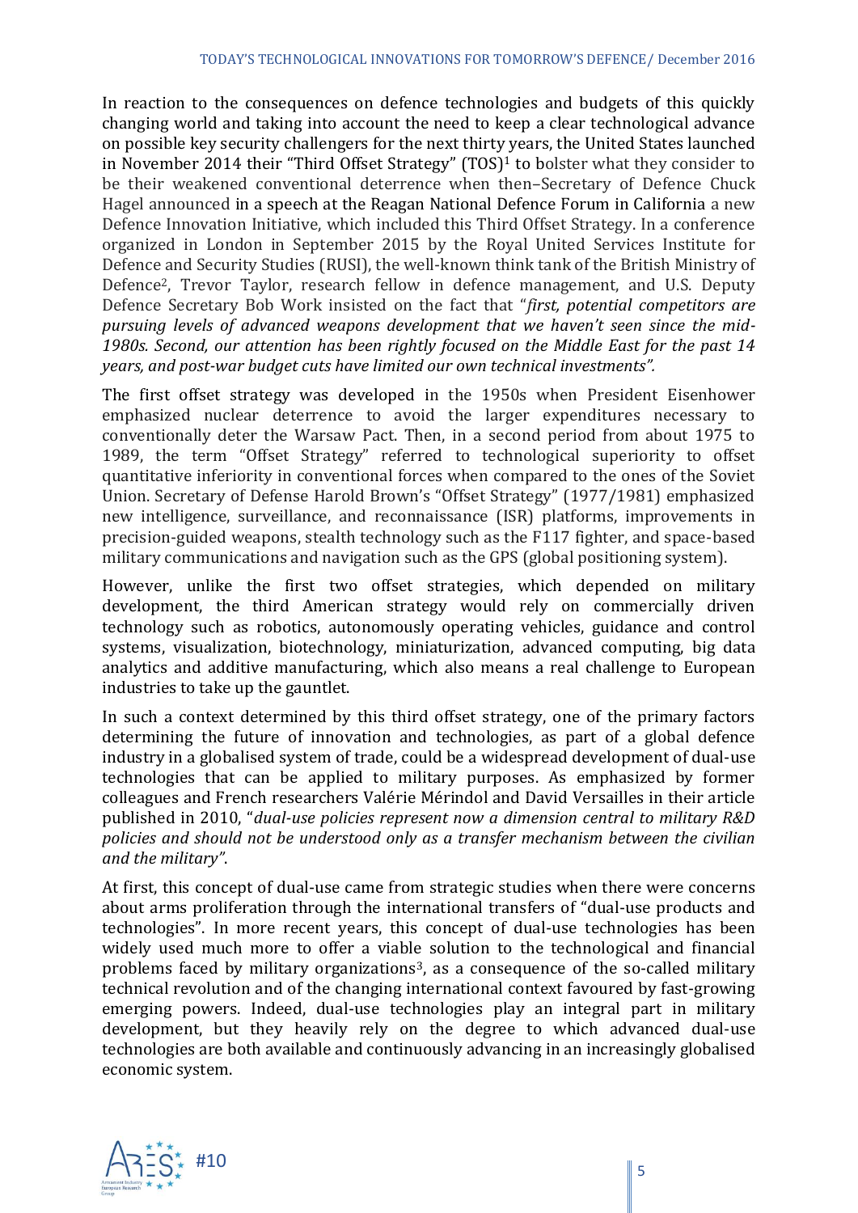In reaction to the consequences on defence technologies and budgets of this quickly changing world and taking into account the need to keep a clear technological advance on possible key security challengers for the next thirty years, the United States launched in November 2014 their "Third Offset Strategy" (TOS)[1] to bolster what they consider to be their weakened conventional deterrence when then–Secretary of Defence Chuck Hagel announced in a speech at the Reagan National Defence Forum in California a new Defence Innovation Initiative, which included this Third Offset Strategy. In a conference organized in London in September 2015 by the Royal United Services Institute for Defence and Security Studies (RUSI), the well-known think tank of the British Ministry of Defence[2], Trevor Taylor, research fellow in defence management, and U.S. Deputy Defence Secretary Bob Work insisted on the fact that "*first, potential competitors are pursuing levels of advanced weapons development that we haven't seen since the mid-1980s. Second, our attention has been rightly focused on the Middle East for the past 14 years, and post-war budget cuts have limited our own technical investments".*

The first offset strategy was developed in the 1950s when President Eisenhower emphasized nuclear deterrence to avoid the larger expenditures necessary to conventionally deter the Warsaw Pact. Then, in a second period from about 1975 to 1989, the term "Offset Strategy" referred to technological superiority to offset quantitative inferiority in conventional forces when compared to the ones of the Soviet Union. Secretary of Defense Harold Brown's "Offset Strategy" (1977/1981) emphasized new intelligence, surveillance, and reconnaissance (ISR) platforms, improvements in precision-guided weapons, stealth technology such as the F117 fighter, and space-based military communications and navigation such as the GPS (global positioning system).

However, unlike the first two offset strategies, which depended on military development, the third American strategy would rely on commercially driven technology such as robotics, autonomously operating vehicles, guidance and control systems, visualization, biotechnology, miniaturization, advanced computing, big data analytics and additive manufacturing, which also means a real challenge to European industries to take up the gauntlet.

In such a context determined by this third offset strategy, one of the primary factors determining the future of innovation and technologies, as part of a global defence industry in a globalised system of trade, could be a widespread development of dual-use technologies that can be applied to military purposes. As emphasized by former colleagues and French researchers Valérie Mérindol and David Versailles in their article published in 2010, "*dual-use policies represent now a dimension central to military R&D policies and should not be understood only as a transfer mechanism between the civilian and the military"*.

At first, this concept of dual-use came from strategic studies when there were concerns about arms proliferation through the international transfers of "dual-use products and technologies". In more recent years, this concept of dual-use technologies has been widely used much more to offer a viable solution to the technological and financial problems faced by military organizations[3], as a consequence of the so-called military technical revolution and of the changing international context favoured by fast-growing emerging powers. Indeed, dual-use technologies play an integral part in military development, but they heavily rely on the degree to which advanced dual-use technologies are both available and continuously advancing in an increasingly globalised economic system.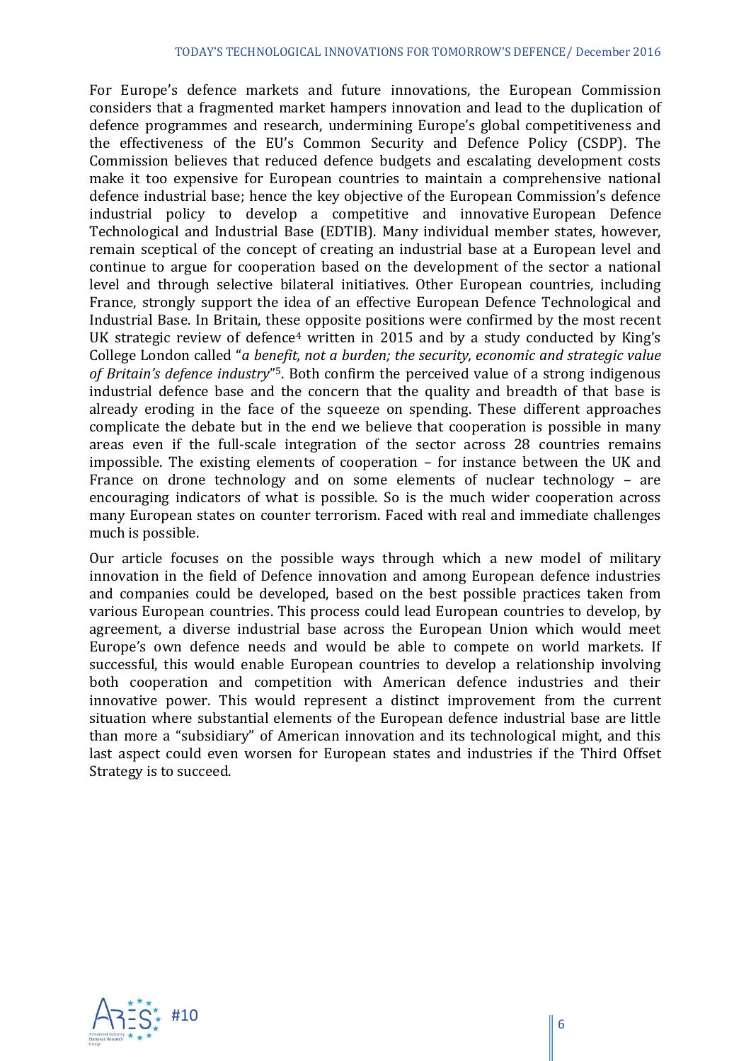For Europe's defence markets and future innovations, the European Commission considers that a fragmented market hampers innovation and lead to the duplication of defence programmes and research, undermining Europe's global competitiveness and the effectiveness of the EU's Common Security and Defence Policy (CSDP). The Commission believes that reduced defence budgets and escalating development costs make it too expensive for European countries to maintain a comprehensive national defence industrial base; hence the key objective of the European Commission's defence industrial policy to develop a competitive and innovative European Defence Technological and Industrial Base (EDTIB). Many individual member states, however, remain sceptical of the concept of creating an industrial base at a European level and continue to argue for cooperation based on the development of the sector a national level and through selective bilateral initiatives. Other European countries, including France, strongly support the idea of an effective European Defence Technological and Industrial Base. In Britain, these opposite positions were confirmed by the most recent UK strategic review of defence[4] written in 2015 and by a study conducted by King's College London called "*a benefit, not a burden; the security, economic and strategic value of Britain's defence industry*"[5]. Both confirm the perceived value of a strong indigenous industrial defence base and the concern that the quality and breadth of that base is already eroding in the face of the squeeze on spending. These different approaches complicate the debate but in the end we believe that cooperation is possible in many areas even if the full-scale integration of the sector across 28 countries remains impossible. The existing elements of cooperation – for instance between the UK and France on drone technology and on some elements of nuclear technology – are encouraging indicators of what is possible. So is the much wider cooperation across many European states on counter terrorism. Faced with real and immediate challenges much is possible.

Our article focuses on the possible ways through which a new model of military innovation in the field of Defence innovation and among European defence industries and companies could be developed, based on the best possible practices taken from various European countries. This process could lead European countries to develop, by agreement, a diverse industrial base across the European Union which would meet Europe's own defence needs and would be able to compete on world markets. If successful, this would enable European countries to develop a relationship involving both cooperation and competition with American defence industries and their innovative power. This would represent a distinct improvement from the current situation where substantial elements of the European defence industrial base are little than more a "subsidiary" of American innovation and its technological might, and this last aspect could even worsen for European states and industries if the Third Offset Strategy is to succeed.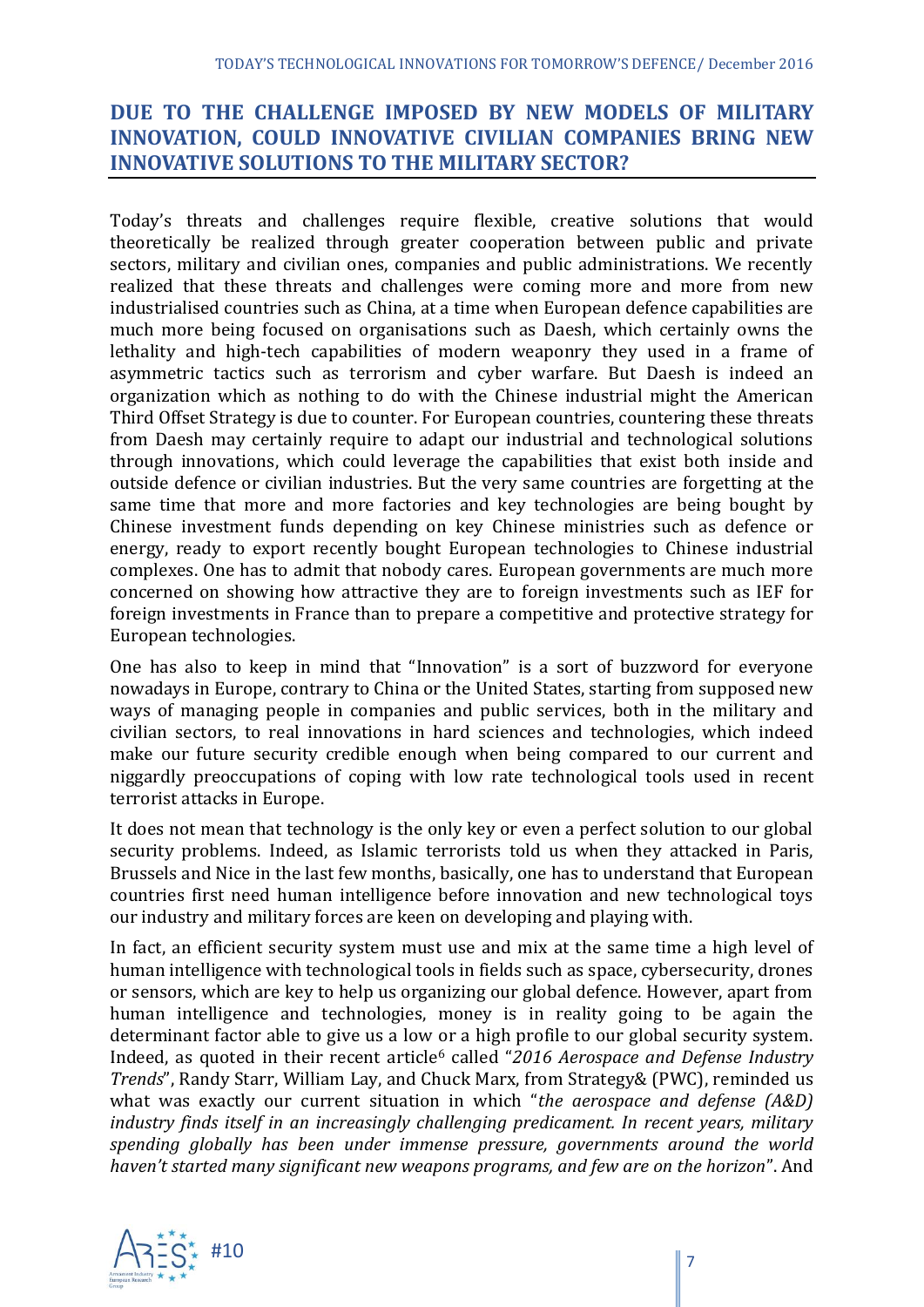## DUE TO THE CHALLENGE IMPOSED BY NEW MODELS OF MILITARY INNOVATION, COULD INNOVATIVE CIVILIAN COMPANIES BRING NEW INNOVATIVE SOLUTIONS TO THE MILITARY SECTOR?

Today's threats and challenges require flexible, creative solutions that would theoretically be realized through greater cooperation between public and private sectors, military and civilian ones, companies and public administrations. We recently realized that these threats and challenges were coming more and more from new industrialised countries such as China, at a time when European defence capabilities are much more being focused on organisations such as Daesh, which certainly owns the lethality and high-tech capabilities of modern weaponry they used in a frame of asymmetric tactics such as terrorism and cyber warfare. But Daesh is indeed an organization which as nothing to do with the Chinese industrial might the American Third Offset Strategy is due to counter. For European countries, countering these threats from Daesh may certainly require to adapt our industrial and technological solutions through innovations, which could leverage the capabilities that exist both inside and outside defence or civilian industries. But the very same countries are forgetting at the same time that more and more factories and key technologies are being bought by Chinese investment funds depending on key Chinese ministries such as defence or energy, ready to export recently bought European technologies to Chinese industrial complexes. One has to admit that nobody cares. European governments are much more concerned on showing how attractive they are to foreign investments such as IEF for foreign investments in France than to prepare a competitive and protective strategy for European technologies.

One has also to keep in mind that "Innovation" is a sort of buzzword for everyone nowadays in Europe, contrary to China or the United States, starting from supposed new ways of managing people in companies and public services, both in the military and civilian sectors, to real innovations in hard sciences and technologies, which indeed make our future security credible enough when being compared to our current and niggardly preoccupations of coping with low rate technological tools used in recent terrorist attacks in Europe.

It does not mean that technology is the only key or even a perfect solution to our global security problems. Indeed, as Islamic terrorists told us when they attacked in Paris, Brussels and Nice in the last few months, basically, one has to understand that European countries first need human intelligence before innovation and new technological toys our industry and military forces are keen on developing and playing with.

In fact, an efficient security system must use and mix at the same time a high level of human intelligence with technological tools in fields such as space, cybersecurity, drones or sensors, which are key to help us organizing our global defence. However, apart from human intelligence and technologies, money is in reality going to be again the determinant factor able to give us a low or a high profile to our global security system. Indeed, as quoted in their recent article[6] called "*2016 Aerospace and Defense Industry Trends*", Randy Starr, William Lay, and Chuck Marx, from Strategy& (PWC), reminded us what was exactly our current situation in which "*the aerospace and defense (A&D) industry finds itself in an increasingly challenging predicament. In recent years, military spending globally has been under immense pressure, governments around the world haven't started many significant new weapons programs, and few are on the horizon*". And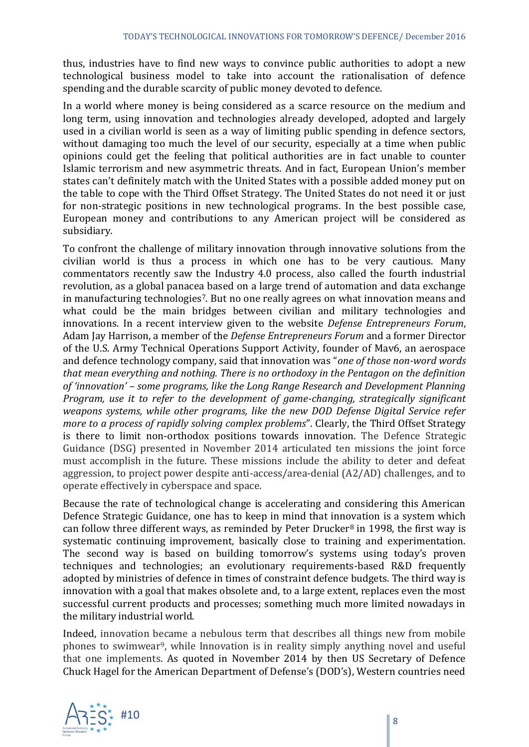thus, industries have to find new ways to convince public authorities to adopt a new technological business model to take into account the rationalisation of defence spending and the durable scarcity of public money devoted to defence.

In a world where money is being considered as a scarce resource on the medium and long term, using innovation and technologies already developed, adopted and largely used in a civilian world is seen as a way of limiting public spending in defence sectors, without damaging too much the level of our security, especially at a time when public opinions could get the feeling that political authorities are in fact unable to counter Islamic terrorism and new asymmetric threats. And in fact, European Union's member states can't definitely match with the United States with a possible added money put on the table to cope with the Third Offset Strategy. The United States do not need it or just for non-strategic positions in new technological programs. In the best possible case, European money and contributions to any American project will be considered as subsidiary.

To confront the challenge of military innovation through innovative solutions from the civilian world is thus a process in which one has to be very cautious. Many commentators recently saw the Industry 4.0 process, also called the fourth industrial revolution, as a global panacea based on a large trend of automation and data exchange in manufacturing technologies[7]. But no one really agrees on what innovation means and what could be the main bridges between civilian and military technologies and innovations. In a recent interview given to the website *Defense Entrepreneurs Forum*, Adam Jay Harrison, a member of the *Defense Entrepreneurs Forum* and a former Director of the U.S. Army Technical Operations Support Activity, founder of Mav6, an aerospace and defence technology company, said that innovation was "*one of those non-word words that mean everything and nothing. There is no orthodoxy in the Pentagon on the definition of 'innovation' – some programs, like the Long Range Research and Development Planning Program, use it to refer to the development of game-changing, strategically significant weapons systems, while other programs, like the new DOD Defense Digital Service refer more to a process of rapidly solving complex problems*". Clearly, the Third Offset Strategy is there to limit non-orthodox positions towards innovation. The Defence Strategic Guidance (DSG) presented in November 2014 articulated ten missions the joint force must accomplish in the future. These missions include the ability to deter and defeat aggression, to project power despite anti-access/area-denial (A2/AD) challenges, and to operate effectively in cyberspace and space.

Because the rate of technological change is accelerating and considering this American Defence Strategic Guidance, one has to keep in mind that innovation is a system which can follow three different ways, as reminded by Peter Drucker[8] in 1998, the first way is systematic continuing improvement, basically close to training and experimentation. The second way is based on building tomorrow's systems using today's proven techniques and technologies; an evolutionary requirements-based R&D frequently adopted by ministries of defence in times of constraint defence budgets. The third way is innovation with a goal that makes obsolete and, to a large extent, replaces even the most successful current products and processes; something much more limited nowadays in the military industrial world.

Indeed, innovation became a nebulous term that describes all things new from mobile phones to swimwear[9], while Innovation is in reality simply anything novel and useful that one implements. As quoted in November 2014 by then US Secretary of Defence Chuck Hagel for the American Department of Defense's (DOD's), Western countries need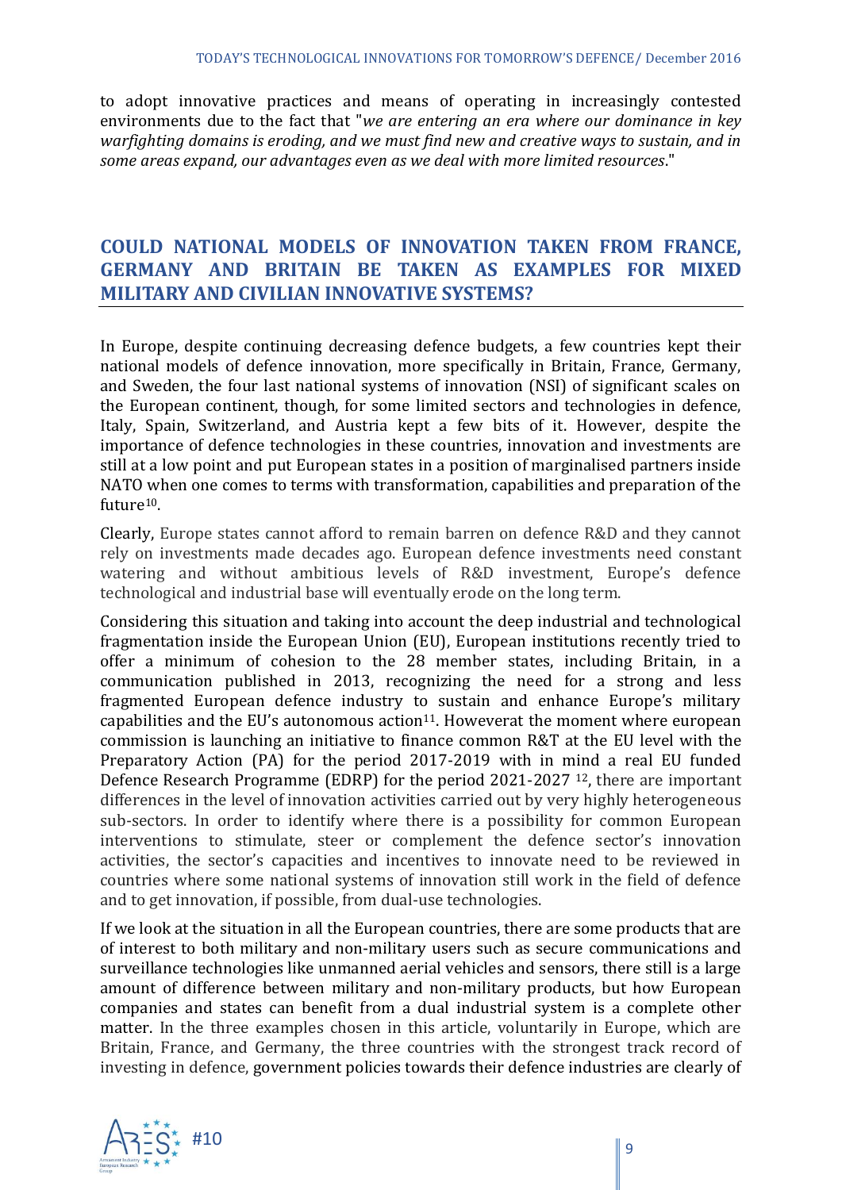to adopt innovative practices and means of operating in increasingly contested environments due to the fact that "*we are entering an era where our dominance in key warfighting domains is eroding, and we must find new and creative ways to sustain, and in some areas expand, our advantages even as we deal with more limited resources*."

## COULD NATIONAL MODELS OF INNOVATION TAKEN FROM FRANCE, GERMANY AND BRITAIN BE TAKEN AS EXAMPLES FOR MIXED MILITARY AND CIVILIAN INNOVATIVE SYSTEMS?

In Europe, despite continuing decreasing defence budgets, a few countries kept their national models of defence innovation, more specifically in Britain, France, Germany, and Sweden, the four last national systems of innovation (NSI) of significant scales on the European continent, though, for some limited sectors and technologies in defence, Italy, Spain, Switzerland, and Austria kept a few bits of it. However, despite the importance of defence technologies in these countries, innovation and investments are still at a low point and put European states in a position of marginalised partners inside NATO when one comes to terms with transformation, capabilities and preparation of the future[10].

Clearly, Europe states cannot afford to remain barren on defence R&D and they cannot rely on investments made decades ago. European defence investments need constant watering and without ambitious levels of R&D investment, Europe's defence technological and industrial base will eventually erode on the long term.

Considering this situation and taking into account the deep industrial and technological fragmentation inside the European Union (EU), European institutions recently tried to offer a minimum of cohesion to the 28 member states, including Britain, in a communication published in 2013, recognizing the need for a strong and less fragmented European defence industry to sustain and enhance Europe's military capabilities and the EU's autonomous action[11]. Howeverat the moment where european commission is launching an initiative to finance common R&T at the EU level with the Preparatory Action (PA) for the period 2017-2019 with in mind a real EU funded Defence Research Programme (EDRP) for the period 2021-2027 [12], there are important differences in the level of innovation activities carried out by very highly heterogeneous sub-sectors. In order to identify where there is a possibility for common European interventions to stimulate, steer or complement the defence sector's innovation activities, the sector's capacities and incentives to innovate need to be reviewed in countries where some national systems of innovation still work in the field of defence and to get innovation, if possible, from dual-use technologies.

If we look at the situation in all the European countries, there are some products that are of interest to both military and non-military users such as secure communications and surveillance technologies like unmanned aerial vehicles and sensors, there still is a large amount of difference between military and non-military products, but how European companies and states can benefit from a dual industrial system is a complete other matter. In the three examples chosen in this article, voluntarily in Europe, which are Britain, France, and Germany, the three countries with the strongest track record of investing in defence, government policies towards their defence industries are clearly of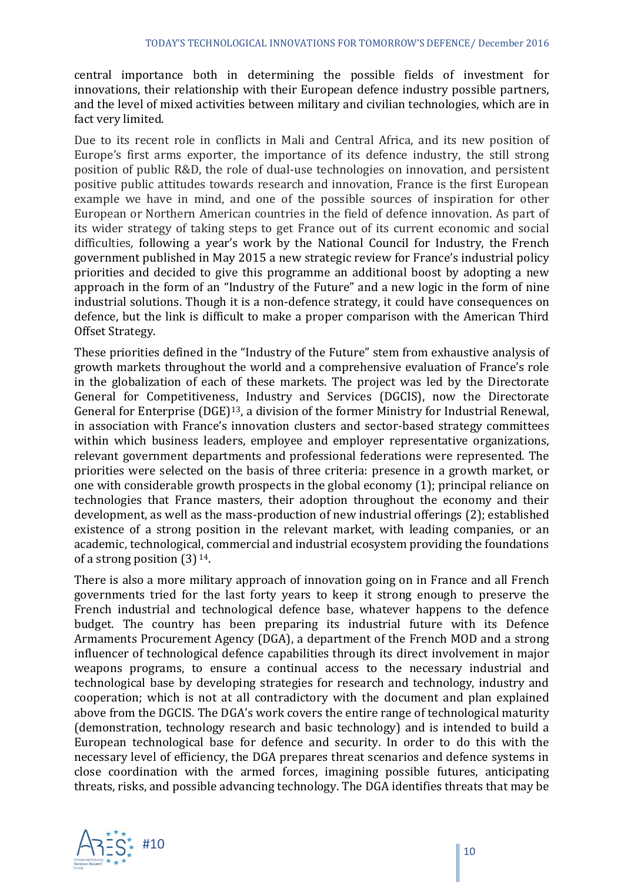central importance both in determining the possible fields of investment for innovations, their relationship with their European defence industry possible partners, and the level of mixed activities between military and civilian technologies, which are in fact very limited.

Due to its recent role in conflicts in Mali and Central Africa, and its new position of Europe's first arms exporter, the importance of its defence industry, the still strong position of public R&D, the role of dual-use technologies on innovation, and persistent positive public attitudes towards research and innovation, France is the first European example we have in mind, and one of the possible sources of inspiration for other European or Northern American countries in the field of defence innovation. As part of its wider strategy of taking steps to get France out of its current economic and social difficulties, following a year's work by the National Council for Industry, the French government published in May 2015 a new strategic review for France's industrial policy priorities and decided to give this programme an additional boost by adopting a new approach in the form of an "Industry of the Future" and a new logic in the form of nine industrial solutions. Though it is a non-defence strategy, it could have consequences on defence, but the link is difficult to make a proper comparison with the American Third Offset Strategy.

These priorities defined in the "Industry of the Future" stem from exhaustive analysis of growth markets throughout the world and a comprehensive evaluation of France's role in the globalization of each of these markets. The project was led by the Directorate General for Competitiveness, Industry and Services (DGCIS), now the Directorate General for Enterprise (DGE)[13], a division of the former Ministry for Industrial Renewal, in association with France's innovation clusters and sector-based strategy committees within which business leaders, employee and employer representative organizations, relevant government departments and professional federations were represented. The priorities were selected on the basis of three criteria: presence in a growth market, or one with considerable growth prospects in the global economy (1); principal reliance on technologies that France masters, their adoption throughout the economy and their development, as well as the mass-production of new industrial offerings (2); established existence of a strong position in the relevant market, with leading companies, or an academic, technological, commercial and industrial ecosystem providing the foundations of a strong position (3) [14].

There is also a more military approach of innovation going on in France and all French governments tried for the last forty years to keep it strong enough to preserve the French industrial and technological defence base, whatever happens to the defence budget. The country has been preparing its industrial future with its Defence Armaments Procurement Agency (DGA), a department of the French MOD and a strong influencer of technological defence capabilities through its direct involvement in major weapons programs, to ensure a continual access to the necessary industrial and technological base by developing strategies for research and technology, industry and cooperation; which is not at all contradictory with the document and plan explained above from the DGCIS. The DGA's work covers the entire range of technological maturity (demonstration, technology research and basic technology) and is intended to build a European technological base for defence and security. In order to do this with the necessary level of efficiency, the DGA prepares threat scenarios and defence systems in close coordination with the armed forces, imagining possible futures, anticipating threats, risks, and possible advancing technology. The DGA identifies threats that may be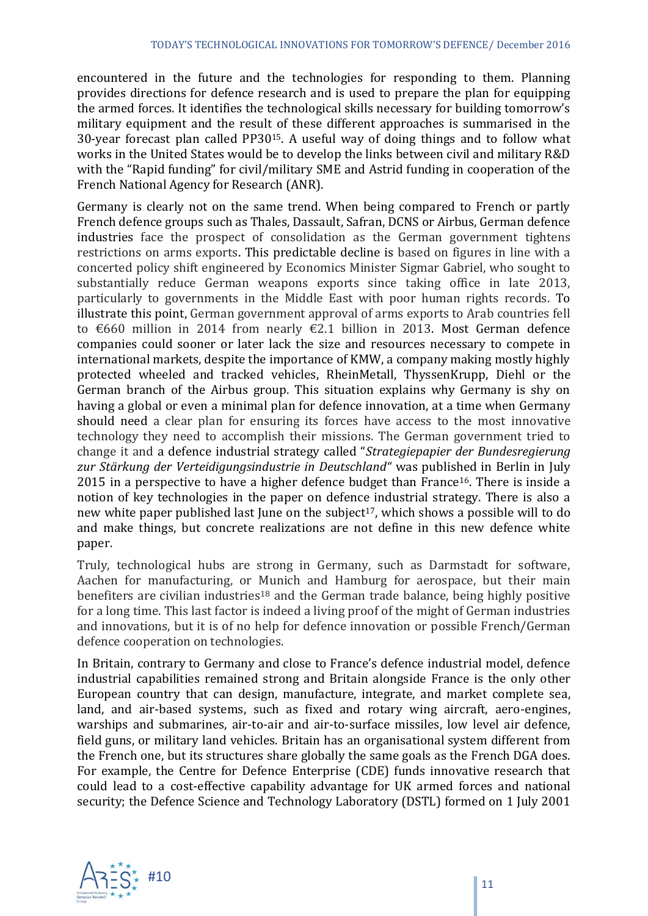encountered in the future and the technologies for responding to them. Planning provides directions for defence research and is used to prepare the plan for equipping the armed forces. It identifies the technological skills necessary for building tomorrow's military equipment and the result of these different approaches is summarised in the 30-year forecast plan called PP30[15]. A useful way of doing things and to follow what works in the United States would be to develop the links between civil and military R&D with the "Rapid funding" for civil/military SME and Astrid funding in cooperation of the French National Agency for Research (ANR).

Germany is clearly not on the same trend. When being compared to French or partly French defence groups such as Thales, Dassault, Safran, DCNS or Airbus, German defence industries face the prospect of consolidation as the German government tightens restrictions on arms exports. This predictable decline is based on figures in line with a concerted policy shift engineered by Economics Minister Sigmar Gabriel, who sought to substantially reduce German weapons exports since taking office in late 2013, particularly to governments in the Middle East with poor human rights records. To illustrate this point, German government approval of arms exports to Arab countries fell to €660 million in 2014 from nearly €2.1 billion in 2013. Most German defence companies could sooner or later lack the size and resources necessary to compete in international markets, despite the importance of KMW, a company making mostly highly protected wheeled and tracked vehicles, RheinMetall, ThyssenKrupp, Diehl or the German branch of the Airbus group. This situation explains why Germany is shy on having a global or even a minimal plan for defence innovation, at a time when Germany should need a clear plan for ensuring its forces have access to the most innovative technology they need to accomplish their missions. The German government tried to change it and a defence industrial strategy called "*Strategiepapier der Bundesregierung zur Stärkung der Verteidigungsindustrie in Deutschland*" was published in Berlin in July 2015 in a perspective to have a higher defence budget than France[16]. There is inside a notion of key technologies in the paper on defence industrial strategy. There is also a new white paper published last June on the subject[17], which shows a possible will to do and make things, but concrete realizations are not define in this new defence white paper.

Truly, technological hubs are strong in Germany, such as Darmstadt for software, Aachen for manufacturing, or Munich and Hamburg for aerospace, but their main benefiters are civilian industries[18] and the German trade balance, being highly positive for a long time. This last factor is indeed a living proof of the might of German industries and innovations, but it is of no help for defence innovation or possible French/German defence cooperation on technologies.

In Britain, contrary to Germany and close to France's defence industrial model, defence industrial capabilities remained strong and Britain alongside France is the only other European country that can design, manufacture, integrate, and market complete sea, land, and air-based systems, such as fixed and rotary wing aircraft, aero-engines, warships and submarines, air-to-air and air-to-surface missiles, low level air defence, field guns, or military land vehicles. Britain has an organisational system different from the French one, but its structures share globally the same goals as the French DGA does. For example, the Centre for Defence Enterprise (CDE) funds innovative research that could lead to a cost-effective capability advantage for UK armed forces and national security; the Defence Science and Technology Laboratory (DSTL) formed on 1 July 2001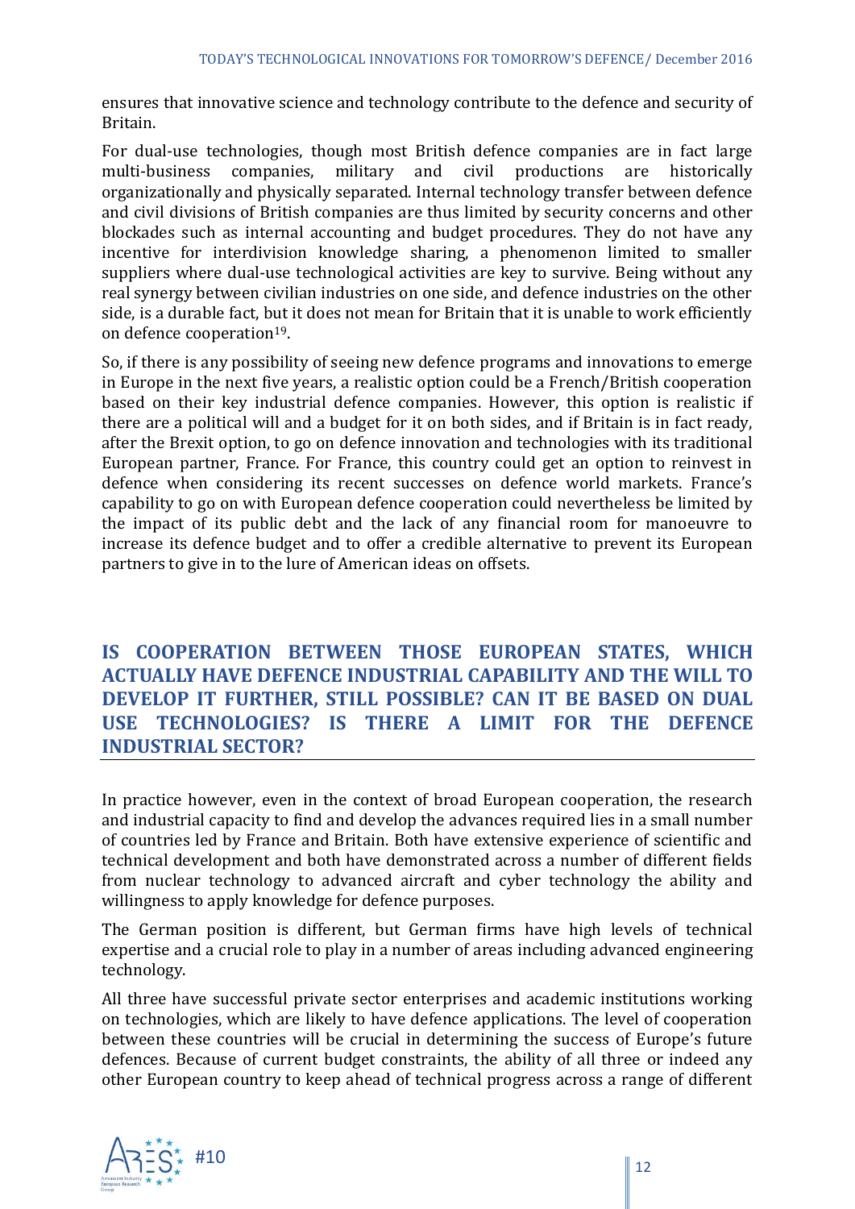ensures that innovative science and technology contribute to the defence and security of Britain.

For dual-use technologies, though most British defence companies are in fact large multi-business companies, military and civil productions are historically organizationally and physically separated. Internal technology transfer between defence and civil divisions of British companies are thus limited by security concerns and other blockades such as internal accounting and budget procedures. They do not have any incentive for interdivision knowledge sharing, a phenomenon limited to smaller suppliers where dual-use technological activities are key to survive. Being without any real synergy between civilian industries on one side, and defence industries on the other side, is a durable fact, but it does not mean for Britain that it is unable to work efficiently on defence cooperation[19].

So, if there is any possibility of seeing new defence programs and innovations to emerge in Europe in the next five years, a realistic option could be a French/British cooperation based on their key industrial defence companies. However, this option is realistic if there are a political will and a budget for it on both sides, and if Britain is in fact ready, after the Brexit option, to go on defence innovation and technologies with its traditional European partner, France. For France, this country could get an option to reinvest in defence when considering its recent successes on defence world markets. France's capability to go on with European defence cooperation could nevertheless be limited by the impact of its public debt and the lack of any financial room for manoeuvre to increase its defence budget and to offer a credible alternative to prevent its European partners to give in to the lure of American ideas on offsets.

## IS COOPERATION BETWEEN THOSE EUROPEAN STATES, WHICH ACTUALLY HAVE DEFENCE INDUSTRIAL CAPABILITY AND THE WILL TO DEVELOP IT FURTHER, STILL POSSIBLE? CAN IT BE BASED ON DUAL USE TECHNOLOGIES? IS THERE A LIMIT FOR THE DEFENCE INDUSTRIAL SECTOR?

In practice however, even in the context of broad European cooperation, the research and industrial capacity to find and develop the advances required lies in a small number of countries led by France and Britain. Both have extensive experience of scientific and technical development and both have demonstrated across a number of different fields from nuclear technology to advanced aircraft and cyber technology the ability and willingness to apply knowledge for defence purposes.

The German position is different, but German firms have high levels of technical expertise and a crucial role to play in a number of areas including advanced engineering technology.

All three have successful private sector enterprises and academic institutions working on technologies, which are likely to have defence applications. The level of cooperation between these countries will be crucial in determining the success of Europe's future defences. Because of current budget constraints, the ability of all three or indeed any other European country to keep ahead of technical progress across a range of different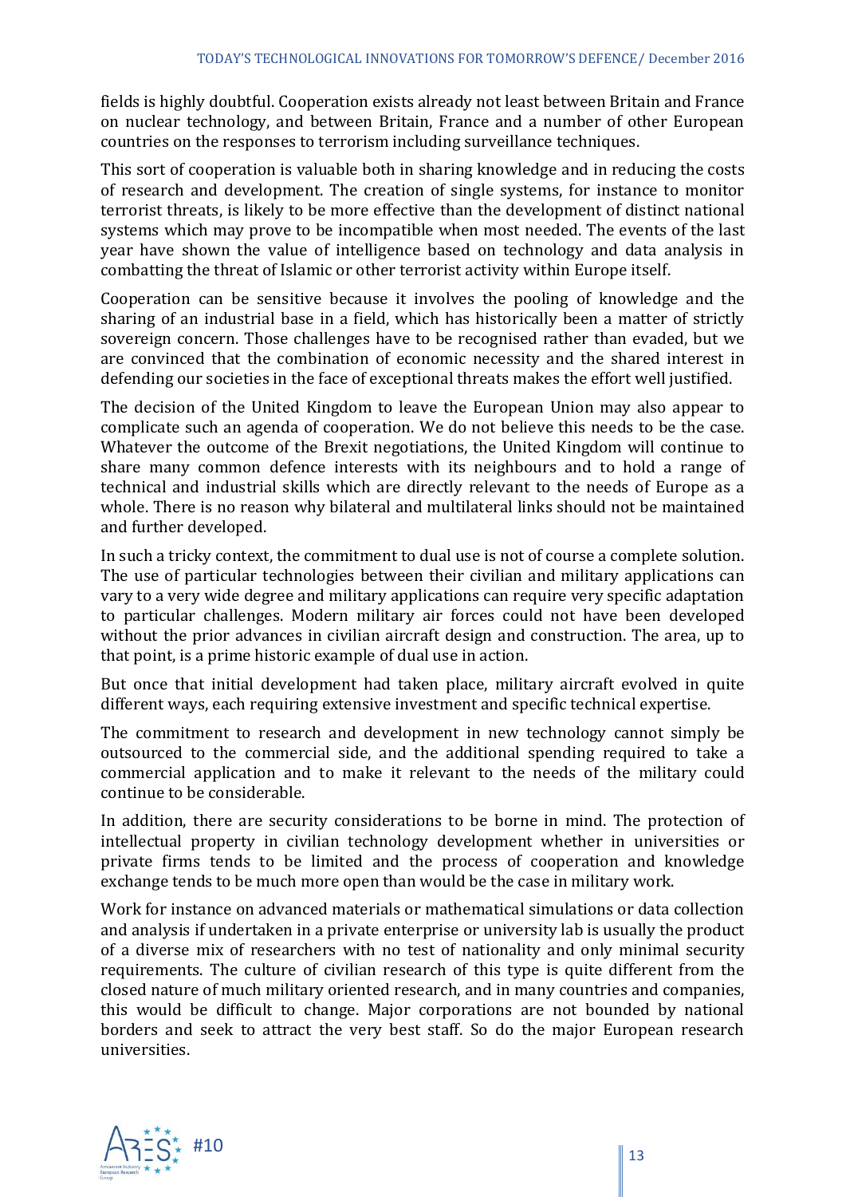fields is highly doubtful. Cooperation exists already not least between Britain and France on nuclear technology, and between Britain, France and a number of other European countries on the responses to terrorism including surveillance techniques.

This sort of cooperation is valuable both in sharing knowledge and in reducing the costs of research and development. The creation of single systems, for instance to monitor terrorist threats, is likely to be more effective than the development of distinct national systems which may prove to be incompatible when most needed. The events of the last year have shown the value of intelligence based on technology and data analysis in combatting the threat of Islamic or other terrorist activity within Europe itself.

Cooperation can be sensitive because it involves the pooling of knowledge and the sharing of an industrial base in a field, which has historically been a matter of strictly sovereign concern. Those challenges have to be recognised rather than evaded, but we are convinced that the combination of economic necessity and the shared interest in defending our societies in the face of exceptional threats makes the effort well justified.

The decision of the United Kingdom to leave the European Union may also appear to complicate such an agenda of cooperation. We do not believe this needs to be the case. Whatever the outcome of the Brexit negotiations, the United Kingdom will continue to share many common defence interests with its neighbours and to hold a range of technical and industrial skills which are directly relevant to the needs of Europe as a whole. There is no reason why bilateral and multilateral links should not be maintained and further developed.

In such a tricky context, the commitment to dual use is not of course a complete solution. The use of particular technologies between their civilian and military applications can vary to a very wide degree and military applications can require very specific adaptation to particular challenges. Modern military air forces could not have been developed without the prior advances in civilian aircraft design and construction. The area, up to that point, is a prime historic example of dual use in action.

But once that initial development had taken place, military aircraft evolved in quite different ways, each requiring extensive investment and specific technical expertise.

The commitment to research and development in new technology cannot simply be outsourced to the commercial side, and the additional spending required to take a commercial application and to make it relevant to the needs of the military could continue to be considerable.

In addition, there are security considerations to be borne in mind. The protection of intellectual property in civilian technology development whether in universities or private firms tends to be limited and the process of cooperation and knowledge exchange tends to be much more open than would be the case in military work.

Work for instance on advanced materials or mathematical simulations or data collection and analysis if undertaken in a private enterprise or university lab is usually the product of a diverse mix of researchers with no test of nationality and only minimal security requirements. The culture of civilian research of this type is quite different from the closed nature of much military oriented research, and in many countries and companies, this would be difficult to change. Major corporations are not bounded by national borders and seek to attract the very best staff. So do the major European research universities.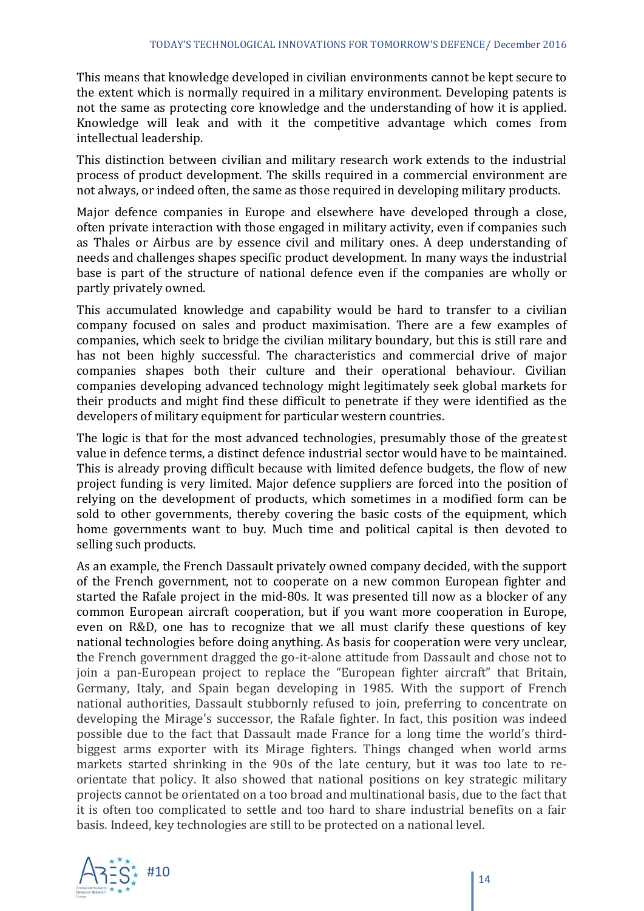This means that knowledge developed in civilian environments cannot be kept secure to the extent which is normally required in a military environment. Developing patents is not the same as protecting core knowledge and the understanding of how it is applied. Knowledge will leak and with it the competitive advantage which comes from intellectual leadership.

This distinction between civilian and military research work extends to the industrial process of product development. The skills required in a commercial environment are not always, or indeed often, the same as those required in developing military products.

Major defence companies in Europe and elsewhere have developed through a close, often private interaction with those engaged in military activity, even if companies such as Thales or Airbus are by essence civil and military ones. A deep understanding of needs and challenges shapes specific product development. In many ways the industrial base is part of the structure of national defence even if the companies are wholly or partly privately owned.

This accumulated knowledge and capability would be hard to transfer to a civilian company focused on sales and product maximisation. There are a few examples of companies, which seek to bridge the civilian military boundary, but this is still rare and has not been highly successful. The characteristics and commercial drive of major companies shapes both their culture and their operational behaviour. Civilian companies developing advanced technology might legitimately seek global markets for their products and might find these difficult to penetrate if they were identified as the developers of military equipment for particular western countries.

The logic is that for the most advanced technologies, presumably those of the greatest value in defence terms, a distinct defence industrial sector would have to be maintained. This is already proving difficult because with limited defence budgets, the flow of new project funding is very limited. Major defence suppliers are forced into the position of relying on the development of products, which sometimes in a modified form can be sold to other governments, thereby covering the basic costs of the equipment, which home governments want to buy. Much time and political capital is then devoted to selling such products.

As an example, the French Dassault privately owned company decided, with the support of the French government, not to cooperate on a new common European fighter and started the Rafale project in the mid-80s. It was presented till now as a blocker of any common European aircraft cooperation, but if you want more cooperation in Europe, even on R&D, one has to recognize that we all must clarify these questions of key national technologies before doing anything. As basis for cooperation were very unclear, the French government dragged the go-it-alone attitude from Dassault and chose not to join a pan-European project to replace the "European fighter aircraft" that Britain, Germany, Italy, and Spain began developing in 1985. With the support of French national authorities, Dassault stubbornly refused to join, preferring to concentrate on developing the Mirage's successor, the Rafale fighter. In fact, this position was indeed possible due to the fact that Dassault made France for a long time the world's third-biggest arms exporter with its Mirage fighters. Things changed when world arms markets started shrinking in the 90s of the late century, but it was too late to re-orientate that policy. It also showed that national positions on key strategic military projects cannot be orientated on a too broad and multinational basis, due to the fact that it is often too complicated to settle and too hard to share industrial benefits on a fair basis. Indeed, key technologies are still to be protected on a national level.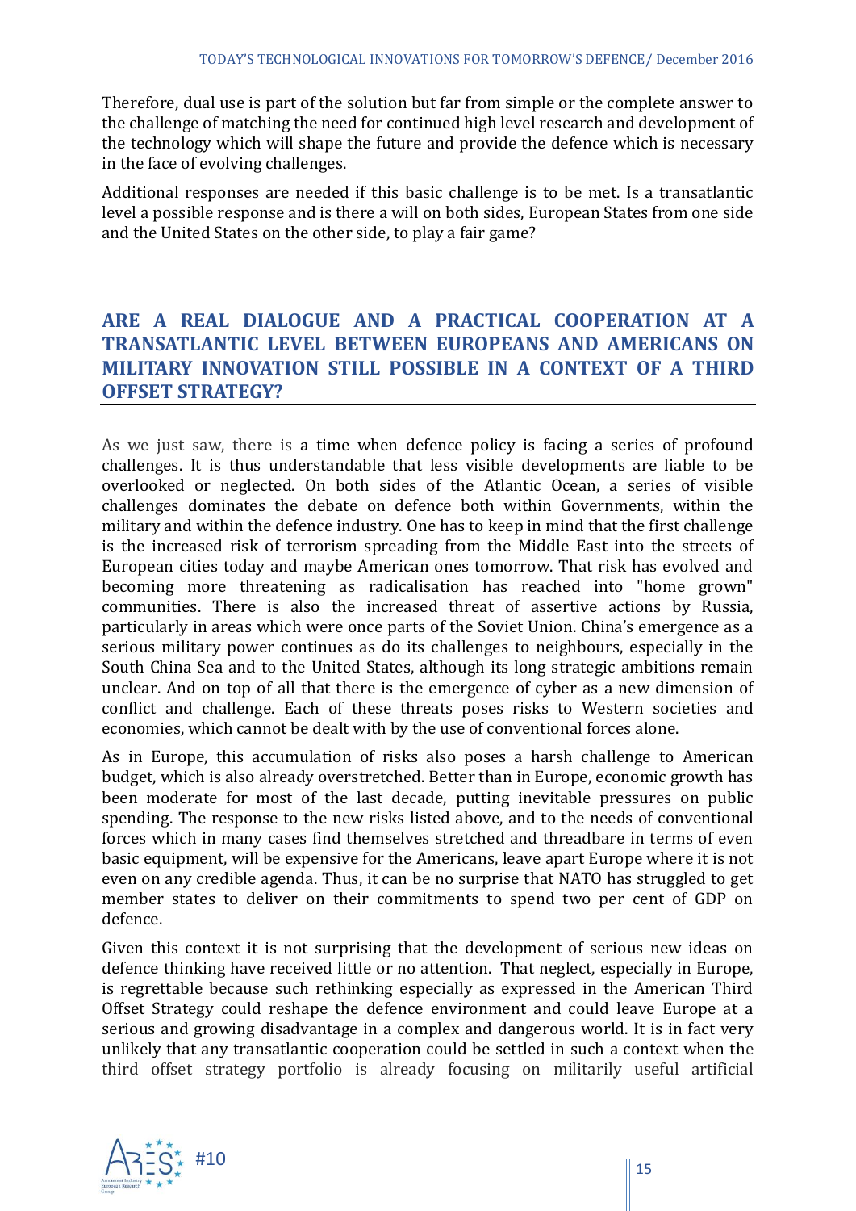Therefore, dual use is part of the solution but far from simple or the complete answer to the challenge of matching the need for continued high level research and development of the technology which will shape the future and provide the defence which is necessary in the face of evolving challenges.

Additional responses are needed if this basic challenge is to be met. Is a transatlantic level a possible response and is there a will on both sides, European States from one side and the United States on the other side, to play a fair game?

## ARE A REAL DIALOGUE AND A PRACTICAL COOPERATION AT A TRANSATLANTIC LEVEL BETWEEN EUROPEANS AND AMERICANS ON MILITARY INNOVATION STILL POSSIBLE IN A CONTEXT OF A THIRD OFFSET STRATEGY?

As we just saw, there is a time when defence policy is facing a series of profound challenges. It is thus understandable that less visible developments are liable to be overlooked or neglected. On both sides of the Atlantic Ocean, a series of visible challenges dominates the debate on defence both within Governments, within the military and within the defence industry. One has to keep in mind that the first challenge is the increased risk of terrorism spreading from the Middle East into the streets of European cities today and maybe American ones tomorrow. That risk has evolved and becoming more threatening as radicalisation has reached into "home grown" communities. There is also the increased threat of assertive actions by Russia, particularly in areas which were once parts of the Soviet Union. China's emergence as a serious military power continues as do its challenges to neighbours, especially in the South China Sea and to the United States, although its long strategic ambitions remain unclear. And on top of all that there is the emergence of cyber as a new dimension of conflict and challenge. Each of these threats poses risks to Western societies and economies, which cannot be dealt with by the use of conventional forces alone.

As in Europe, this accumulation of risks also poses a harsh challenge to American budget, which is also already overstretched. Better than in Europe, economic growth has been moderate for most of the last decade, putting inevitable pressures on public spending. The response to the new risks listed above, and to the needs of conventional forces which in many cases find themselves stretched and threadbare in terms of even basic equipment, will be expensive for the Americans, leave apart Europe where it is not even on any credible agenda. Thus, it can be no surprise that NATO has struggled to get member states to deliver on their commitments to spend two per cent of GDP on defence.

Given this context it is not surprising that the development of serious new ideas on defence thinking have received little or no attention. That neglect, especially in Europe, is regrettable because such rethinking especially as expressed in the American Third Offset Strategy could reshape the defence environment and could leave Europe at a serious and growing disadvantage in a complex and dangerous world. It is in fact very unlikely that any transatlantic cooperation could be settled in such a context when the third offset strategy portfolio is already focusing on militarily useful artificial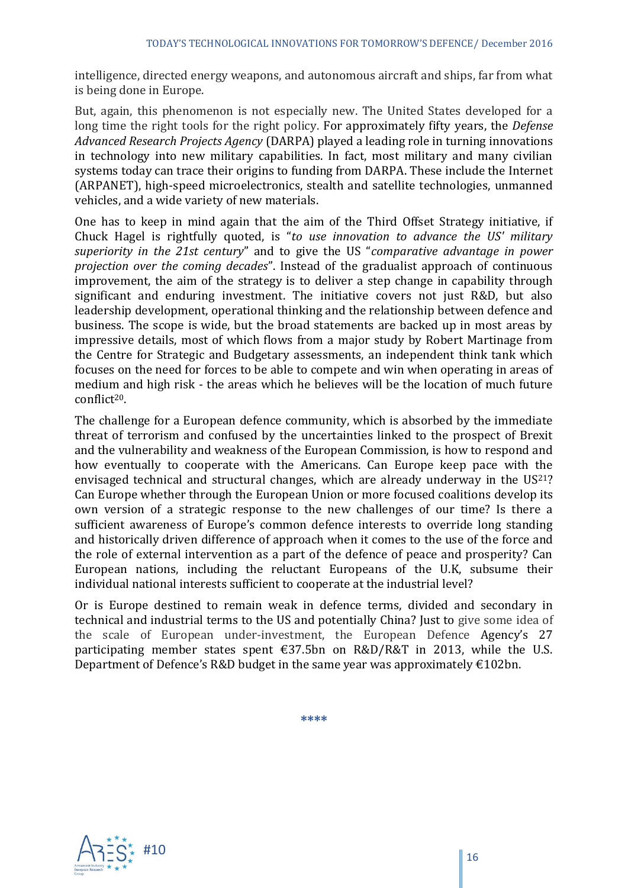intelligence, directed energy weapons, and autonomous aircraft and ships, far from what is being done in Europe.

But, again, this phenomenon is not especially new. The United States developed for a long time the right tools for the right policy. For approximately fifty years, the *Defense Advanced Research Projects Agency* (DARPA) played a leading role in turning innovations in technology into new military capabilities. In fact, most military and many civilian systems today can trace their origins to funding from DARPA. These include the Internet (ARPANET), high-speed microelectronics, stealth and satellite technologies, unmanned vehicles, and a wide variety of new materials.

One has to keep in mind again that the aim of the Third Offset Strategy initiative, if Chuck Hagel is rightfully quoted, is "*to use innovation to advance the US' military superiority in the 21st century*" and to give the US "*comparative advantage in power projection over the coming decades*". Instead of the gradualist approach of continuous improvement, the aim of the strategy is to deliver a step change in capability through significant and enduring investment. The initiative covers not just R&D, but also leadership development, operational thinking and the relationship between defence and business. The scope is wide, but the broad statements are backed up in most areas by impressive details, most of which flows from a major study by Robert Martinage from the Centre for Strategic and Budgetary assessments, an independent think tank which focuses on the need for forces to be able to compete and win when operating in areas of medium and high risk - the areas which he believes will be the location of much future conflict[20].

The challenge for a European defence community, which is absorbed by the immediate threat of terrorism and confused by the uncertainties linked to the prospect of Brexit and the vulnerability and weakness of the European Commission, is how to respond and how eventually to cooperate with the Americans. Can Europe keep pace with the envisaged technical and structural changes, which are already underway in the US[21]? Can Europe whether through the European Union or more focused coalitions develop its own version of a strategic response to the new challenges of our time? Is there a sufficient awareness of Europe's common defence interests to override long standing and historically driven difference of approach when it comes to the use of the force and the role of external intervention as a part of the defence of peace and prosperity? Can European nations, including the reluctant Europeans of the U.K, subsume their individual national interests sufficient to cooperate at the industrial level?

Or is Europe destined to remain weak in defence terms, divided and secondary in technical and industrial terms to the US and potentially China? Just to give some idea of the scale of European under-investment, the European Defence Agency's 27 participating member states spent €37.5bn on R&D/R&T in 2013, while the U.S. Department of Defence's R&D budget in the same year was approximately €102bn.

\*\*\*\*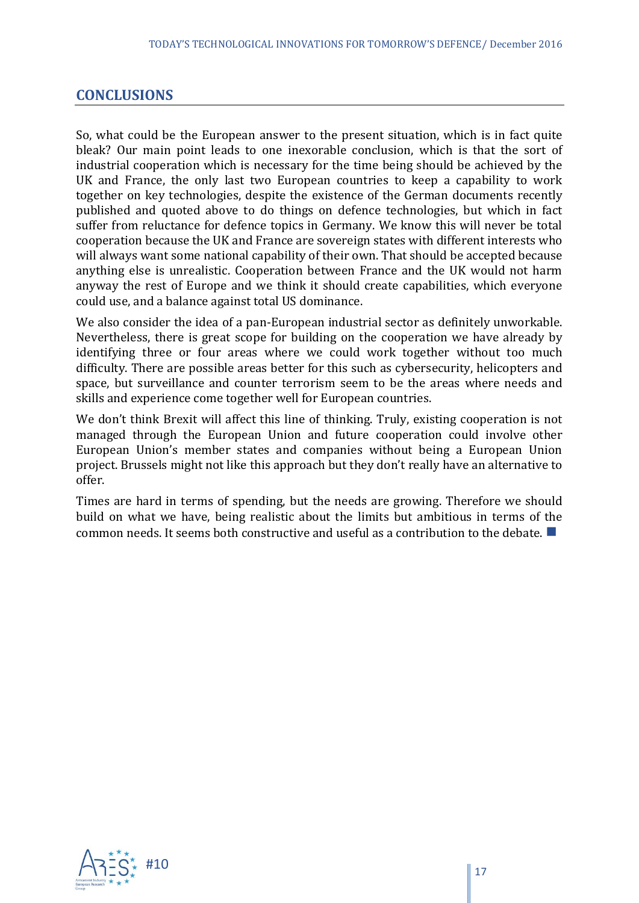## CONCLUSIONS

So, what could be the European answer to the present situation, which is in fact quite bleak? Our main point leads to one inexorable conclusion, which is that the sort of industrial cooperation which is necessary for the time being should be achieved by the UK and France, the only last two European countries to keep a capability to work together on key technologies, despite the existence of the German documents recently published and quoted above to do things on defence technologies, but which in fact suffer from reluctance for defence topics in Germany. We know this will never be total cooperation because the UK and France are sovereign states with different interests who will always want some national capability of their own. That should be accepted because anything else is unrealistic. Cooperation between France and the UK would not harm anyway the rest of Europe and we think it should create capabilities, which everyone could use, and a balance against total US dominance.

We also consider the idea of a pan-European industrial sector as definitely unworkable. Nevertheless, there is great scope for building on the cooperation we have already by identifying three or four areas where we could work together without too much difficulty. There are possible areas better for this such as cybersecurity, helicopters and space, but surveillance and counter terrorism seem to be the areas where needs and skills and experience come together well for European countries.

We don't think Brexit will affect this line of thinking. Truly, existing cooperation is not managed through the European Union and future cooperation could involve other European Union's member states and companies without being a European Union project. Brussels might not like this approach but they don't really have an alternative to offer.

Times are hard in terms of spending, but the needs are growing. Therefore we should build on what we have, being realistic about the limits but ambitious in terms of the common needs. It seems both constructive and useful as a contribution to the debate. ■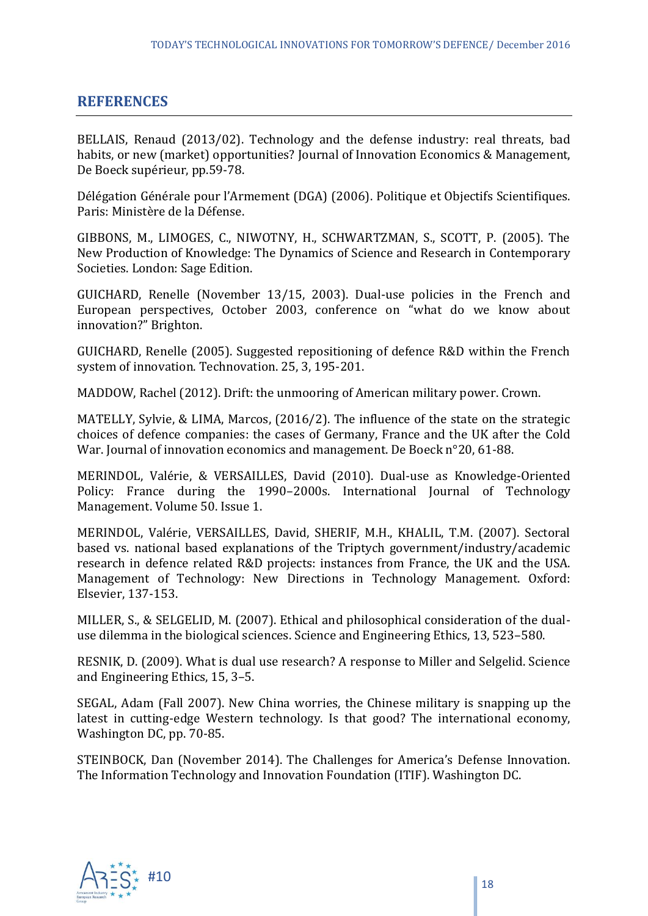## REFERENCES

BELLAIS, Renaud (2013/02). Technology and the defense industry: real threats, bad habits, or new (market) opportunities? Journal of Innovation Economics & Management, De Boeck supérieur, pp.59-78.

Délégation Générale pour l'Armement (DGA) (2006). Politique et Objectifs Scientifiques. Paris: Ministère de la Défense.

GIBBONS, M., LIMOGES, C., NIWOTNY, H., SCHWARTZMAN, S., SCOTT, P. (2005). The New Production of Knowledge: The Dynamics of Science and Research in Contemporary Societies. London: Sage Edition.

GUICHARD, Renelle (November 13/15, 2003). Dual-use policies in the French and European perspectives, October 2003, conference on "what do we know about innovation?" Brighton.

GUICHARD, Renelle (2005). Suggested repositioning of defence R&D within the French system of innovation. Technovation. 25, 3, 195-201.

MADDOW, Rachel (2012). Drift: the unmooring of American military power. Crown.

MATELLY, Sylvie, & LIMA, Marcos, (2016/2). The influence of the state on the strategic choices of defence companies: the cases of Germany, France and the UK after the Cold War. Journal of innovation economics and management. De Boeck n°20, 61-88.

MERINDOL, Valérie, & VERSAILLES, David (2010). Dual-use as Knowledge-Oriented Policy: France during the 1990–2000s. International Journal of Technology Management. Volume 50. Issue 1.

MERINDOL, Valérie, VERSAILLES, David, SHERIF, M.H., KHALIL, T.M. (2007). Sectoral based vs. national based explanations of the Triptych government/industry/academic research in defence related R&D projects: instances from France, the UK and the USA. Management of Technology: New Directions in Technology Management. Oxford: Elsevier, 137-153.

MILLER, S., & SELGELID, M. (2007). Ethical and philosophical consideration of the dual-use dilemma in the biological sciences. Science and Engineering Ethics, 13, 523–580.

RESNIK, D. (2009). What is dual use research? A response to Miller and Selgelid. Science and Engineering Ethics, 15, 3–5.

SEGAL, Adam (Fall 2007). New China worries, the Chinese military is snapping up the latest in cutting-edge Western technology. Is that good? The international economy, Washington DC, pp. 70-85.

STEINBOCK, Dan (November 2014). The Challenges for America's Defense Innovation. The Information Technology and Innovation Foundation (ITIF). Washington DC.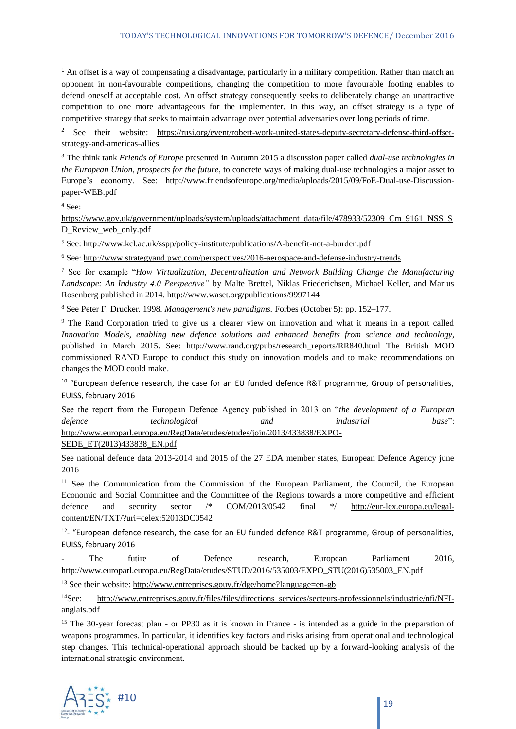[1] An offset is a way of compensating a disadvantage, particularly in a military competition. Rather than match an opponent in non-favourable competitions, changing the competition to more favourable footing enables to defend oneself at acceptable cost. An offset strategy consequently seeks to deliberately change an unattractive competition to one more advantageous for the implementer. In this way, an offset strategy is a type of competitive strategy that seeks to maintain advantage over potential adversaries over long periods of time.

[2] See their website: https://rusi.org/event/robert-work-united-states-deputy-secretary-defense-third-offset-strategy-and-americas-allies

[3] The think tank *Friends of Europe* presented in Autumn 2015 a discussion paper called *dual-use technologies in the European Union, prospects for the future*, to concrete ways of making dual-use technologies a major asset to Europe's economy. See: http://www.friendsofeurope.org/media/uploads/2015/09/FoE-Dual-use-Discussion-paper-WEB.pdf

[4] See: https://www.gov.uk/government/uploads/system/uploads/attachment_data/file/478933/52309_Cm_9161_NSS_SD_Review_web_only.pdf

[5] See: http://www.kcl.ac.uk/sspp/policy-institute/publications/A-benefit-not-a-burden.pdf

[6] See: http://www.strategyand.pwc.com/perspectives/2016-aerospace-and-defense-industry-trends

[7] See for example "*How Virtualization, Decentralization and Network Building Change the Manufacturing Landscape: An Industry 4.0 Perspective"* by Malte Brettel, Niklas Friederichsen, Michael Keller, and Marius Rosenberg published in 2014. http://www.waset.org/publications/9997144

[8] See Peter F. Drucker. 1998. *Management's new paradigms.* Forbes (October 5): pp. 152–177.

[9] The Rand Corporation tried to give us a clearer view on innovation and what it means in a report called *Innovation Models, enabling new defence solutions and enhanced benefits from science and technology*, published in March 2015. See: http://www.rand.org/pubs/research_reports/RR840.html The British MOD commissioned RAND Europe to conduct this study on innovation models and to make recommendations on changes the MOD could make.

[10] "European defence research, the case for an EU funded defence R&T programme, Group of personalities, EUISS, february 2016

See the report from the European Defence Agency published in 2013 on "*the development of a European defence technological and industrial base*": http://www.europarl.europa.eu/RegData/etudes/etudes/join/2013/433838/EXPO-SEDE_ET(2013)433838_EN.pdf

See national defence data 2013-2014 and 2015 of the 27 EDA member states, European Defence Agency june 2016

[11] See the Communication from the Commission of the European Parliament, the Council, the European Economic and Social Committee and the Committee of the Regions towards a more competitive and efficient defence and security sector /* COM/2013/0542 final */ http://eur-lex.europa.eu/legal-content/EN/TXT/?uri=celex:52013DC0542

[12]- "European defence research, the case for an EU funded defence R&T programme, Group of personalities, EUISS, february 2016

- The futire of Defence research, European Parliament 2016, http://www.europarl.europa.eu/RegData/etudes/STUD/2016/535003/EXPO_STU(2016)535003_EN.pdf

[13] See their website: http://www.entreprises.gouv.fr/dge/home?language=en-gb

[14]See: http://www.entreprises.gouv.fr/files/files/directions_services/secteurs-professionnels/industrie/nfi/NFI-anglais.pdf

[15] The 30-year forecast plan - or PP30 as it is known in France - is intended as a guide in the preparation of weapons programmes. In particular, it identifies key factors and risks arising from operational and technological step changes. This technical-operational approach should be backed up by a forward-looking analysis of the international strategic environment.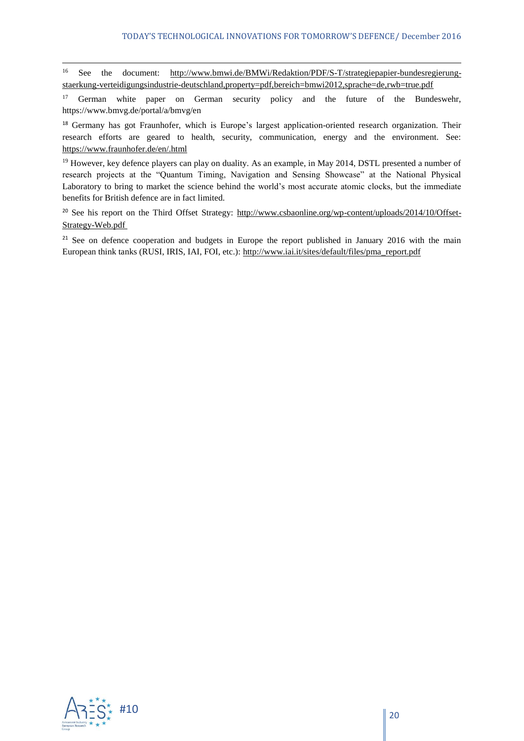[16] See the document: http://www.bmwi.de/BMWi/Redaktion/PDF/S-T/strategiepapier-bundesregierung-staerkung-verteidigungsindustrie-deutschland,property=pdf,bereich=bmwi2012,sprache=de,rwb=true.pdf

[17] German white paper on German security policy and the future of the Bundeswehr, https://www.bmvg.de/portal/a/bmvg/en

[18] Germany has got Fraunhofer, which is Europe's largest application-oriented research organization. Their research efforts are geared to health, security, communication, energy and the environment. See: https://www.fraunhofer.de/en/.html

[19] However, key defence players can play on duality. As an example, in May 2014, DSTL presented a number of research projects at the "Quantum Timing, Navigation and Sensing Showcase" at the National Physical Laboratory to bring to market the science behind the world's most accurate atomic clocks, but the immediate benefits for British defence are in fact limited.

[20] See his report on the Third Offset Strategy: http://www.csbaonline.org/wp-content/uploads/2014/10/Offset-Strategy-Web.pdf

[21] See on defence cooperation and budgets in Europe the report published in January 2016 with the main European think tanks (RUSI, IRIS, IAI, FOI, etc.): http://www.iai.it/sites/default/files/pma_report.pdf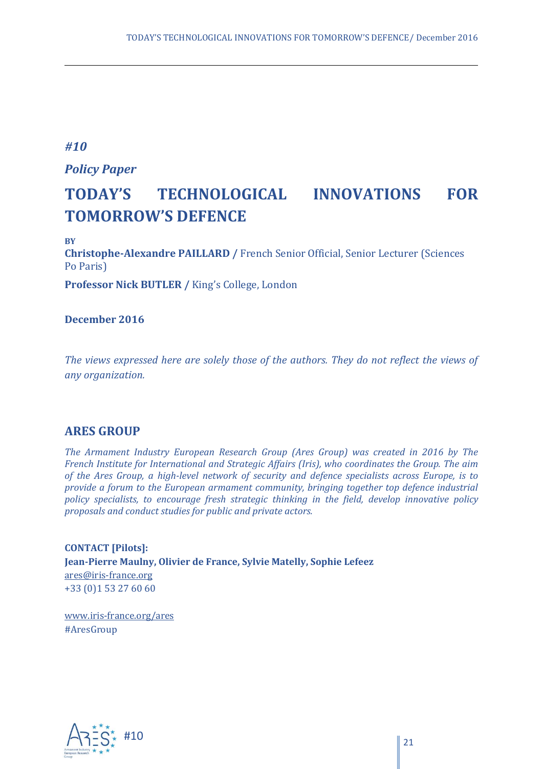*#10*

*Policy Paper*

# TODAY'S TECHNOLOGICAL INNOVATIONS FOR TOMORROW'S DEFENCE

**BY**

**Christophe-Alexandre PAILLARD /** French Senior Official, Senior Lecturer (Sciences Po Paris)

**Professor Nick BUTLER /** King's College, London

**December 2016**

*The views expressed here are solely those of the authors. They do not reflect the views of any organization.*

## ARES GROUP

*The Armament Industry European Research Group (Ares Group) was created in 2016 by The French Institute for International and Strategic Affairs (Iris), who coordinates the Group. The aim of the Ares Group, a high-level network of security and defence specialists across Europe, is to provide a forum to the European armament community, bringing together top defence industrial policy specialists, to encourage fresh strategic thinking in the field, develop innovative policy proposals and conduct studies for public and private actors.*

**CONTACT [Pilots]:**
**Jean-Pierre Maulny, Olivier de France, Sylvie Matelly, Sophie Lefeez**
ares@iris-france.org
+33 (0)1 53 27 60 60

www.iris-france.org/ares
#AresGroup